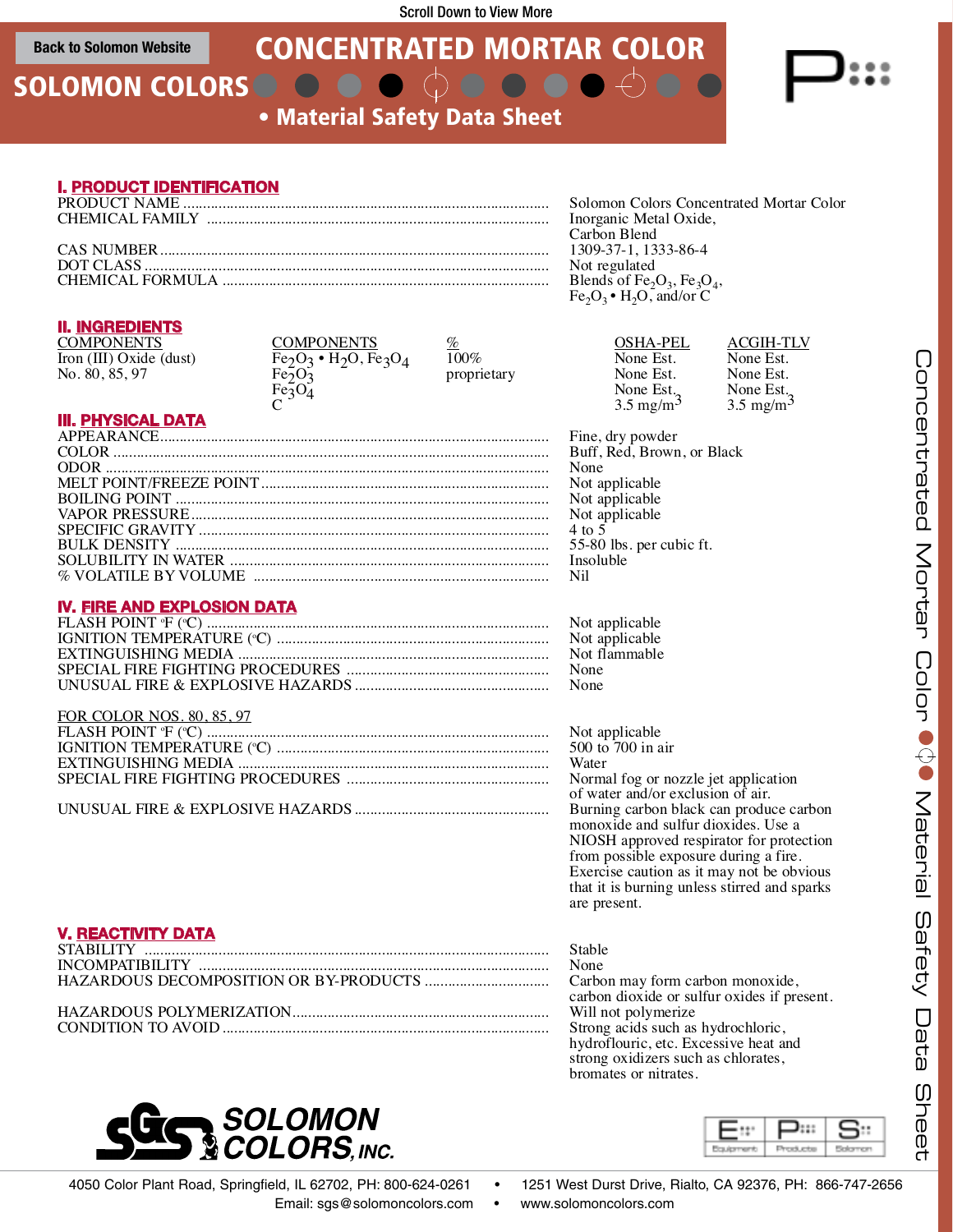Scroll Down to View More

Back to Solomon Website

# CONCENTRATED MORTAR COLOR

## SOLOMON COLORS

### • Material Safety Data Sheet

## I. PRODUCT IDENTIFICATION

| | |
|---|---|
| PRODUCT NAME | Solomon Colors Concentrated Mortar Color |
| CHEMICAL FAMILY | Inorganic Metal Oxide, Carbon Blend |
| CAS NUMBER | 1309-37-1, 1333-86-4 |
| DOT CLASS | Not regulated |
| CHEMICAL FORMULA | Blends of $Fe_2O_3$, $Fe_3O_4$, $Fe_2O_3 \bullet H_2O$, and/or C |

## II. INGREDIENTS

| COMPONENTS | COMPONENTS | % | OSHA-PEL | ACGIH-TLV |
|---|---|---|---|---|
| Iron (III) Oxide (dust) | $Fe_2O_3 \bullet H_2O$, $Fe_3O_4$ | 100% | None Est. | None Est. |
| No. 80, 85, 97 | $Fe_2O_3$ | proprietary | None Est. | None Est. |
| | $Fe_3O_4$ | | None Est. | None Est. |
| | C | | 3.5 mg/m$^3$ | 3.5 mg/m$^3$ |

## III. PHYSICAL DATA

| | |
|---|---|
| APPEARANCE | Fine, dry powder |
| COLOR | Buff, Red, Brown, or Black |
| ODOR | None |
| MELT POINT/FREEZE POINT | Not applicable |
| BOILING POINT | Not applicable |
| VAPOR PRESSURE | Not applicable |
| SPECIFIC GRAVITY | 4 to 5 |
| BULK DENSITY | 55-80 lbs. per cubic ft. |
| SOLUBILITY IN WATER | Insoluble |
| % VOLATILE BY VOLUME | Nil |

## IV. FIRE AND EXPLOSION DATA

| | |
|---|---|
| FLASH POINT °F (°C) | Not applicable |
| IGNITION TEMPERATURE (°C) | Not applicable |
| EXTINGUISHING MEDIA | Not flammable |
| SPECIAL FIRE FIGHTING PROCEDURES | None |
| UNUSUAL FIRE & EXPLOSIVE HAZARDS | None |

FOR COLOR NOS. 80, 85, 97

| | |
|---|---|
| FLASH POINT °F (°C) | Not applicable |
| IGNITION TEMPERATURE (°C) | 500 to 700 in air |
| EXTINGUISHING MEDIA | Water |
| SPECIAL FIRE FIGHTING PROCEDURES | Normal fog or nozzle jet application of water and/or exclusion of air. |
| UNUSUAL FIRE & EXPLOSIVE HAZARDS | Burning carbon black can produce carbon monoxide and sulfur dioxides. Use a NIOSH approved respirator for protection from possible exposure during a fire. Exercise caution as it may not be obvious that it is burning unless stirred and sparks are present. |

## V. REACTIVITY DATA

| | |
|---|---|
| STABILITY | Stable |
| INCOMPATIBILITY | None |
| HAZARDOUS DECOMPOSITION OR BY-PRODUCTS | Carbon may form carbon monoxide, carbon dioxide or sulfur oxides if present. |
| HAZARDOUS POLYMERIZATION | Will not polymerize |
| CONDITION TO AVOID | Strong acids such as hydrochloric, hydroflouric, etc. Excessive heat and strong oxidizers such as chlorates, bromates or nitrates. |

SOLOMON COLORS, INC.

4050 Color Plant Road, Springfield, IL 62702, PH: 800-624-0261 • 1251 West Durst Drive, Rialto, CA 92376, PH: 866-747-2656
Email: sgs@solomoncolors.com • www.solomoncolors.com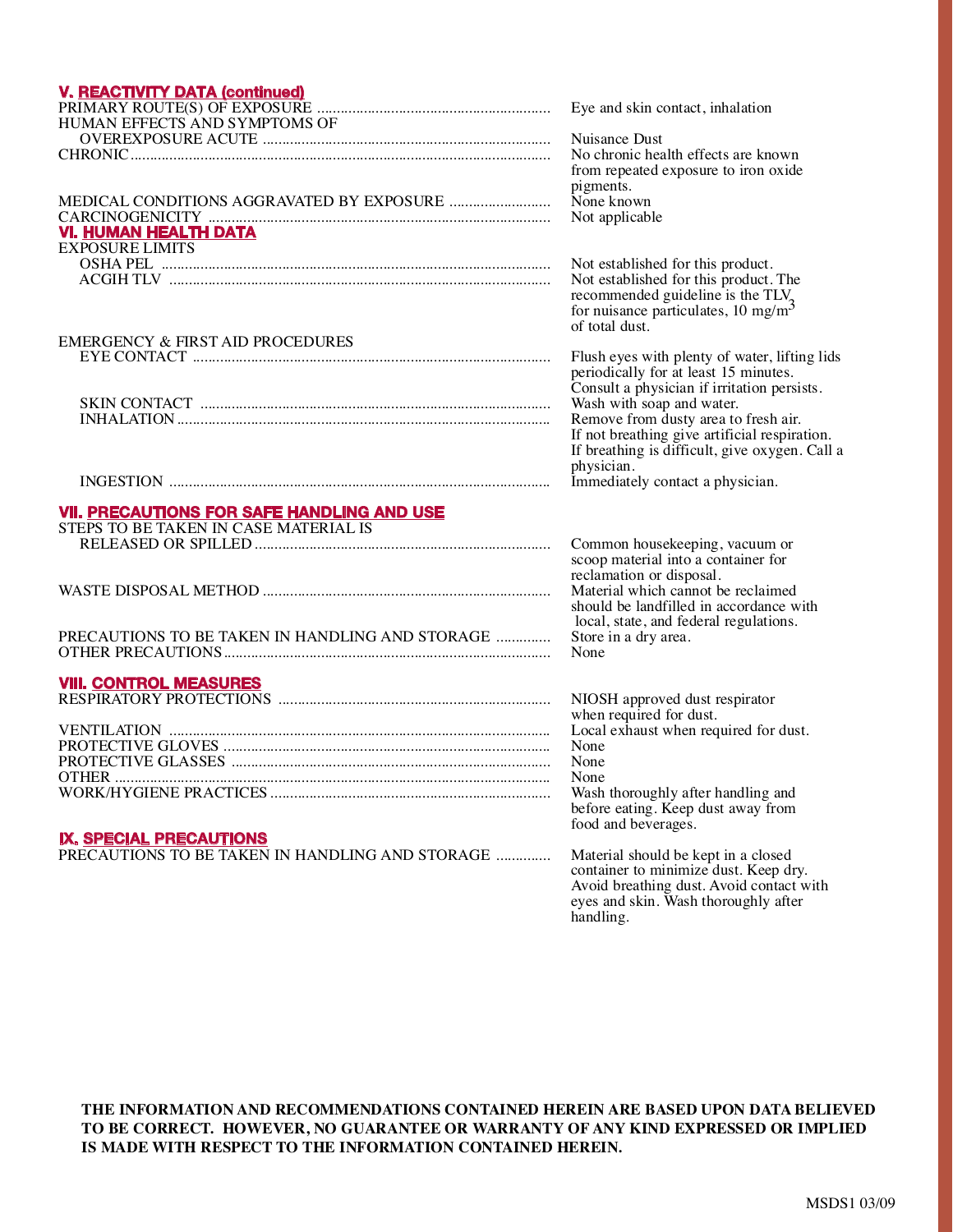## V. REACTIVITY DATA (continued)

| | |
|---|---|
| PRIMARY ROUTE(S) OF EXPOSURE | Eye and skin contact, inhalation |
| HUMAN EFFECTS AND SYMPTOMS OF OVEREXPOSURE ACUTE | Nuisance Dust |
| CHRONIC | No chronic health effects are known from repeated exposure to iron oxide pigments. |
| MEDICAL CONDITIONS AGGRAVATED BY EXPOSURE | None known |
| CARCINOGENICITY | Not applicable |

## VI. HUMAN HEALTH DATA

| | |
|---|---|
| EXPOSURE LIMITS | |
| OSHA PEL | Not established for this product. |
| ACGIH TLV | Not established for this product. The recommended guideline is the TLV for nuisance particulates, 10 $mg/m^3$ of total dust. |
| EMERGENCY & FIRST AID PROCEDURES | |
| EYE CONTACT | Flush eyes with plenty of water, lifting lids periodically for at least 15 minutes. Consult a physician if irritation persists. |
| SKIN CONTACT | Wash with soap and water. |
| INHALATION | Remove from dusty area to fresh air. If not breathing give artificial respiration. If breathing is difficult, give oxygen. Call a physician. |
| INGESTION | Immediately contact a physician. |

## VII. PRECAUTIONS FOR SAFE HANDLING AND USE

| | |
|---|---|
| STEPS TO BE TAKEN IN CASE MATERIAL IS RELEASED OR SPILLED | Common housekeeping, vacuum or scoop material into a container for reclamation or disposal. |
| WASTE DISPOSAL METHOD | Material which cannot be reclaimed should be landfilled in accordance with local, state, and federal regulations. |
| PRECAUTIONS TO BE TAKEN IN HANDLING AND STORAGE | Store in a dry area. |
| OTHER PRECAUTIONS | None |

## VIII. CONTROL MEASURES

| | |
|---|---|
| RESPIRATORY PROTECTIONS | NIOSH approved dust respirator when required for dust. |
| VENTILATION | Local exhaust when required for dust. |
| PROTECTIVE GLOVES | None |
| PROTECTIVE GLASSES | None |
| OTHER | None |
| WORK/HYGIENE PRACTICES | Wash thoroughly after handling and before eating. Keep dust away from food and beverages. |

## IX. SPECIAL PRECAUTIONS

| | |
|---|---|
| PRECAUTIONS TO BE TAKEN IN HANDLING AND STORAGE | Material should be kept in a closed container to minimize dust. Keep dry. Avoid breathing dust. Avoid contact with eyes and skin. Wash thoroughly after handling. |

**THE INFORMATION AND RECOMMENDATIONS CONTAINED HEREIN ARE BASED UPON DATA BELIEVED TO BE CORRECT. HOWEVER, NO GUARANTEE OR WARRANTY OF ANY KIND EXPRESSED OR IMPLIED IS MADE WITH RESPECT TO THE INFORMATION CONTAINED HEREIN.**

MSDS1 03/09